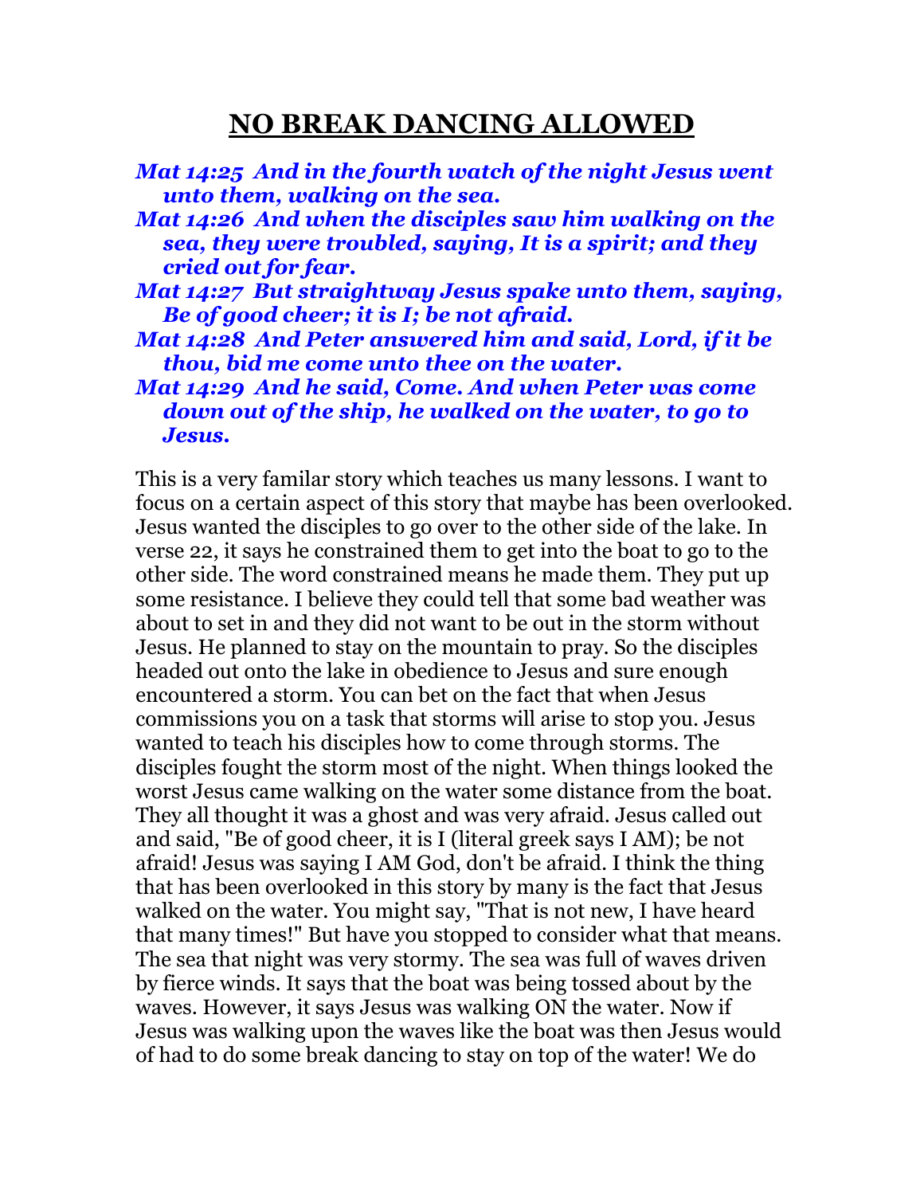# NO BREAK DANCING ALLOWED

***Mat 14:25 And in the fourth watch of the night Jesus went unto them, walking on the sea.***
***Mat 14:26 And when the disciples saw him walking on the sea, they were troubled, saying, It is a spirit; and they cried out for fear.***
***Mat 14:27 But straightway Jesus spake unto them, saying, Be of good cheer; it is I; be not afraid.***
***Mat 14:28 And Peter answered him and said, Lord, if it be thou, bid me come unto thee on the water.***
***Mat 14:29 And he said, Come. And when Peter was come down out of the ship, he walked on the water, to go to Jesus.***

This is a very familar story which teaches us many lessons. I want to focus on a certain aspect of this story that maybe has been overlooked. Jesus wanted the disciples to go over to the other side of the lake. In verse 22, it says he constrained them to get into the boat to go to the other side. The word constrained means he made them. They put up some resistance. I believe they could tell that some bad weather was about to set in and they did not want to be out in the storm without Jesus. He planned to stay on the mountain to pray. So the disciples headed out onto the lake in obedience to Jesus and sure enough encountered a storm. You can bet on the fact that when Jesus commissions you on a task that storms will arise to stop you. Jesus wanted to teach his disciples how to come through storms. The disciples fought the storm most of the night. When things looked the worst Jesus came walking on the water some distance from the boat. They all thought it was a ghost and was very afraid. Jesus called out and said, "Be of good cheer, it is I (literal greek says I AM); be not afraid! Jesus was saying I AM God, don't be afraid. I think the thing that has been overlooked in this story by many is the fact that Jesus walked on the water. You might say, "That is not new, I have heard that many times!" But have you stopped to consider what that means. The sea that night was very stormy. The sea was full of waves driven by fierce winds. It says that the boat was being tossed about by the waves. However, it says Jesus was walking ON the water. Now if Jesus was walking upon the waves like the boat was then Jesus would of had to do some break dancing to stay on top of the water! We do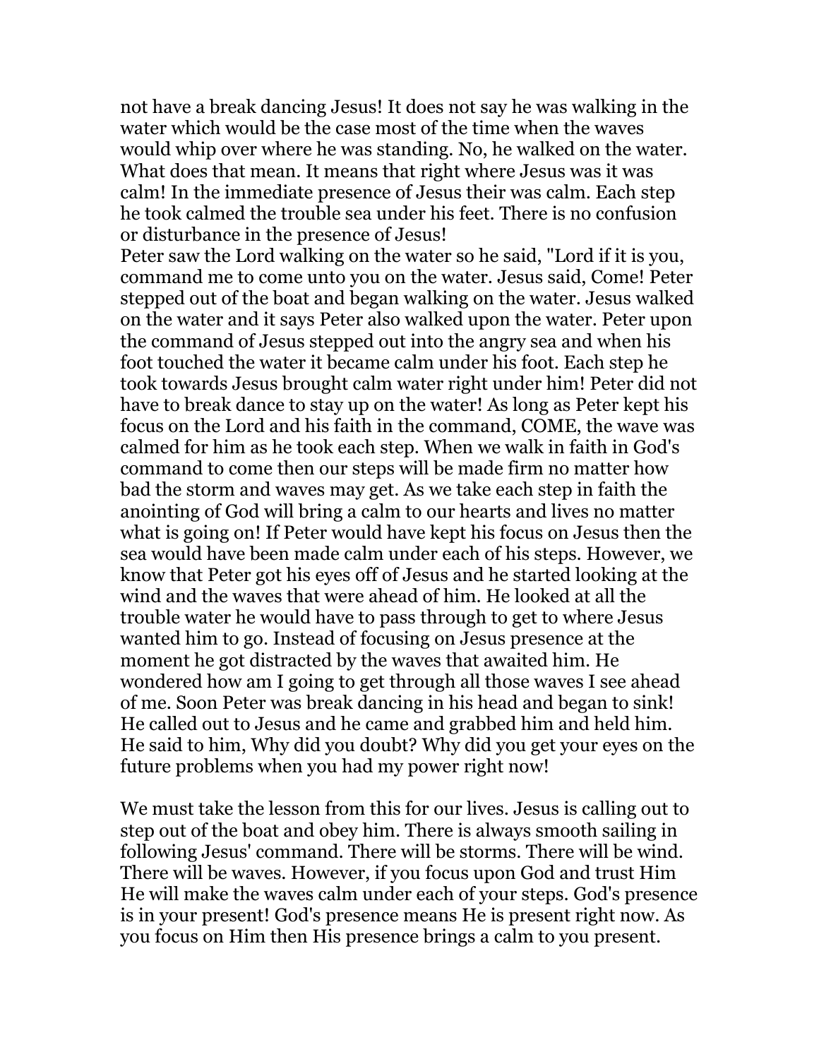not have a break dancing Jesus! It does not say he was walking in the water which would be the case most of the time when the waves would whip over where he was standing. No, he walked on the water. What does that mean. It means that right where Jesus was it was calm! In the immediate presence of Jesus their was calm. Each step he took calmed the trouble sea under his feet. There is no confusion or disturbance in the presence of Jesus!
Peter saw the Lord walking on the water so he said, "Lord if it is you, command me to come unto you on the water. Jesus said, Come! Peter stepped out of the boat and began walking on the water. Jesus walked on the water and it says Peter also walked upon the water. Peter upon the command of Jesus stepped out into the angry sea and when his foot touched the water it became calm under his foot. Each step he took towards Jesus brought calm water right under him! Peter did not have to break dance to stay up on the water! As long as Peter kept his focus on the Lord and his faith in the command, COME, the wave was calmed for him as he took each step. When we walk in faith in God's command to come then our steps will be made firm no matter how bad the storm and waves may get. As we take each step in faith the anointing of God will bring a calm to our hearts and lives no matter what is going on! If Peter would have kept his focus on Jesus then the sea would have been made calm under each of his steps. However, we know that Peter got his eyes off of Jesus and he started looking at the wind and the waves that were ahead of him. He looked at all the trouble water he would have to pass through to get to where Jesus wanted him to go. Instead of focusing on Jesus presence at the moment he got distracted by the waves that awaited him. He wondered how am I going to get through all those waves I see ahead of me. Soon Peter was break dancing in his head and began to sink! He called out to Jesus and he came and grabbed him and held him. He said to him, Why did you doubt? Why did you get your eyes on the future problems when you had my power right now!

We must take the lesson from this for our lives. Jesus is calling out to step out of the boat and obey him. There is always smooth sailing in following Jesus' command. There will be storms. There will be wind. There will be waves. However, if you focus upon God and trust Him He will make the waves calm under each of your steps. God's presence is in your present! God's presence means He is present right now. As you focus on Him then His presence brings a calm to you present.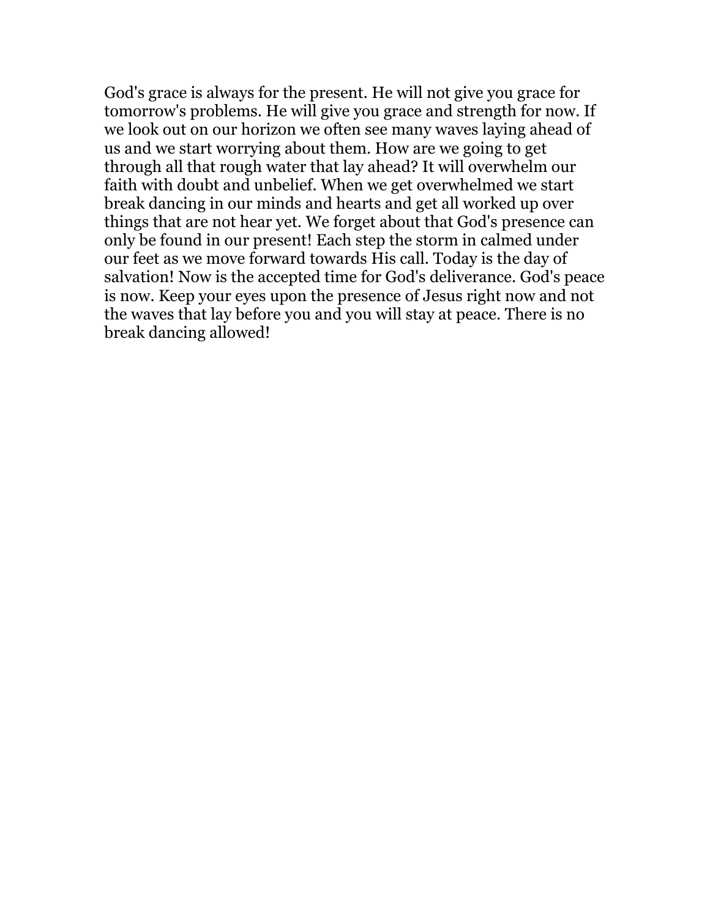God's grace is always for the present. He will not give you grace for tomorrow's problems. He will give you grace and strength for now. If we look out on our horizon we often see many waves laying ahead of us and we start worrying about them. How are we going to get through all that rough water that lay ahead? It will overwhelm our faith with doubt and unbelief. When we get overwhelmed we start break dancing in our minds and hearts and get all worked up over things that are not hear yet. We forget about that God's presence can only be found in our present! Each step the storm in calmed under our feet as we move forward towards His call. Today is the day of salvation! Now is the accepted time for God's deliverance. God's peace is now. Keep your eyes upon the presence of Jesus right now and not the waves that lay before you and you will stay at peace. There is no break dancing allowed!